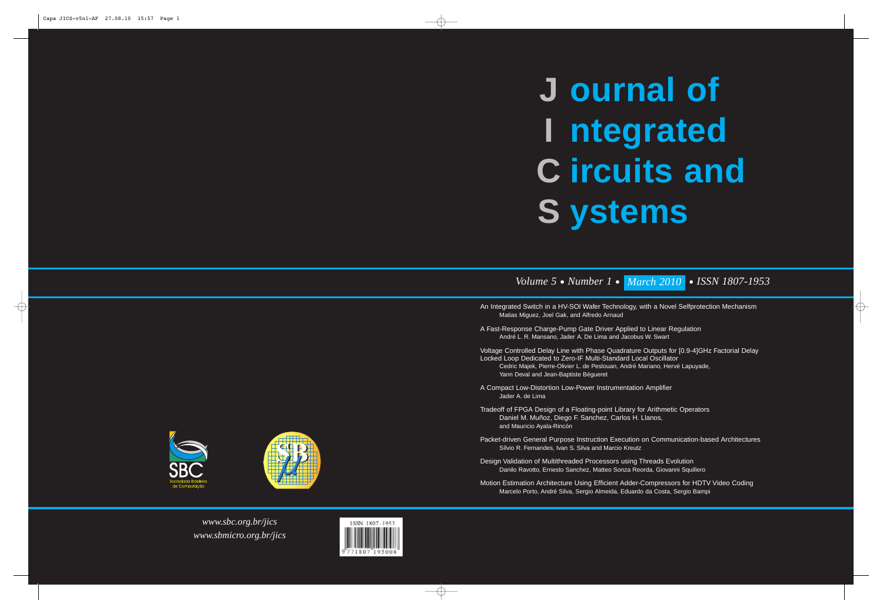# Journal of Integrated Circuits and Systems

*Volume 5 • Number 1 • March 2010 • ISSN 1807-1953*

An Integrated Switch in a HV-SOI Wafer Technology, with a Novel Selfprotection Mechanism
Matias Miguez, Joel Gak, and Alfredo Arnaud

A Fast-Response Charge-Pump Gate Driver Applied to Linear Regulation
André L. R. Mansano, Jader A. De Lima and Jacobus W. Swart

Voltage Controlled Delay Line with Phase Quadrature Outputs for [0.9-4]GHz Factorial Delay Locked Loop Dedicated to Zero-IF Multi-Standard Local Oscillator
Cedric Majek, Pierre-Olivier L. de Peslouan, André Mariano, Hervé Lapuyade, Yann Deval and Jean-Baptiste Bégueret

A Compact Low-Distortion Low-Power Instrumentation Amplifier
Jader A. de Lima

Tradeoff of FPGA Design of a Floating-point Library for Arithmetic Operators
Daniel M. Muñoz, Diego F. Sanchez, Carlos H. Llanos, and Mauricio Ayala-Rincón

Packet-driven General Purpose Instruction Execution on Communication-based Architectures
Sílvio R. Fernandes, Ivan S. Silva and Marcio Kreutz

Design Validation of Multithreaded Processors using Threads Evolution
Danilo Ravotto, Ernesto Sanchez, Matteo Sonza Reorda, Giovanni Squillero

Motion Estimation Architecture Using Efficient Adder-Compressors for HDTV Video Coding
Marcelo Porto, André Silva, Sergio Almeida, Eduardo da Costa, Sergio Bampi

SBC Sociedade Brasileira de Computação

*www.sbc.org.br/jics*
*www.sbmicro.org.br/jics*

ISSN 1807-1953
9 771807 195008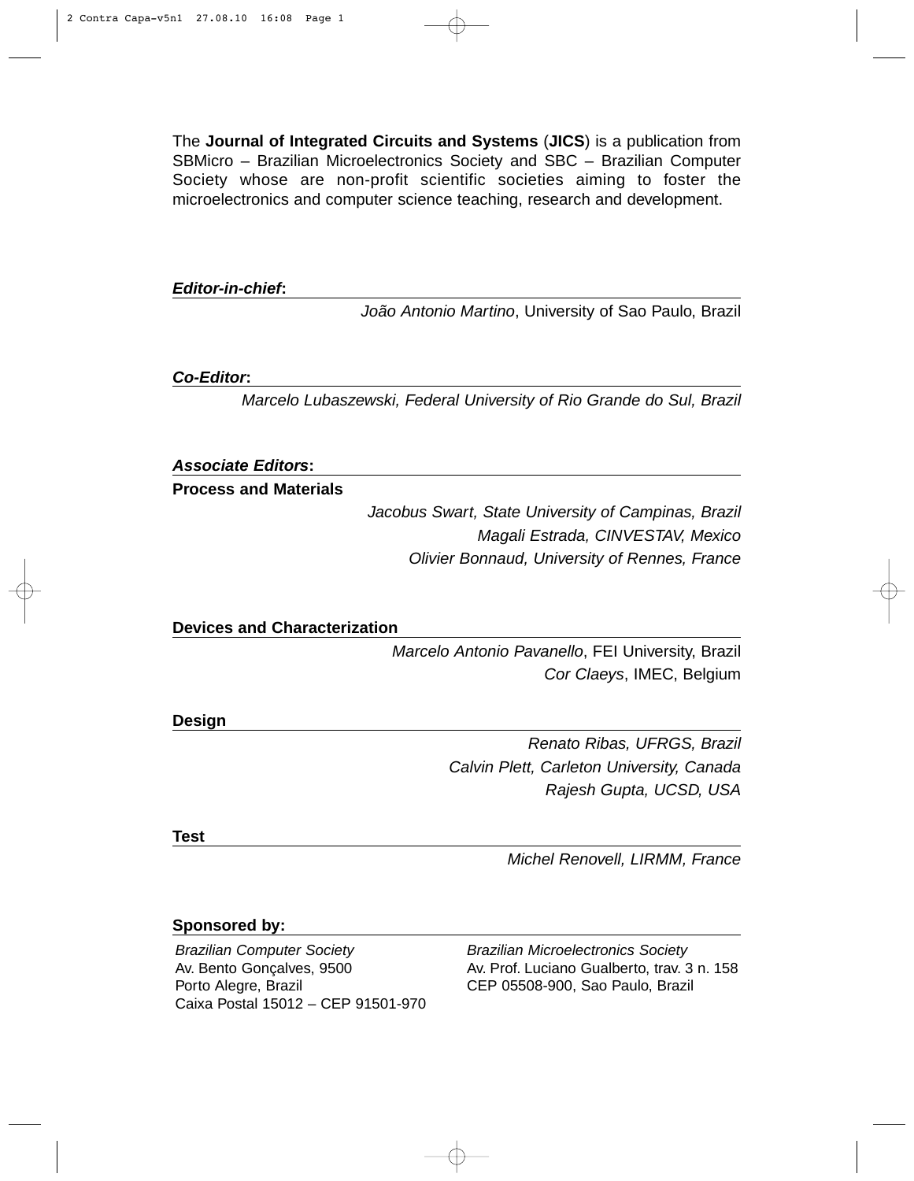The **Journal of Integrated Circuits and Systems** (**JICS**) is a publication from SBMicro – Brazilian Microelectronics Society and SBC – Brazilian Computer Society whose are non-profit scientific societies aiming to foster the microelectronics and computer science teaching, research and development.

***Editor-in-chief*:**

*João Antonio Martino*, University of Sao Paulo, Brazil

***Co-Editor*:**

*Marcelo Lubaszewski, Federal University of Rio Grande do Sul, Brazil*

***Associate Editors*:**

**Process and Materials**

*Jacobus Swart, State University of Campinas, Brazil*

*Magali Estrada, CINVESTAV, Mexico*

*Olivier Bonnaud, University of Rennes, France*

**Devices and Characterization**

*Marcelo Antonio Pavanello*, FEI University, Brazil

*Cor Claeys*, IMEC, Belgium

**Design**

*Renato Ribas, UFRGS, Brazil*

*Calvin Plett, Carleton University, Canada*

*Rajesh Gupta, UCSD, USA*

**Test**

*Michel Renovell, LIRMM, France*

**Sponsored by:**

*Brazilian Computer Society*
Av. Bento Gonçalves, 9500
Porto Alegre, Brazil
Caixa Postal 15012 – CEP 91501-970

*Brazilian Microelectronics Society*
Av. Prof. Luciano Gualberto, trav. 3 n. 158
CEP 05508-900, Sao Paulo, Brazil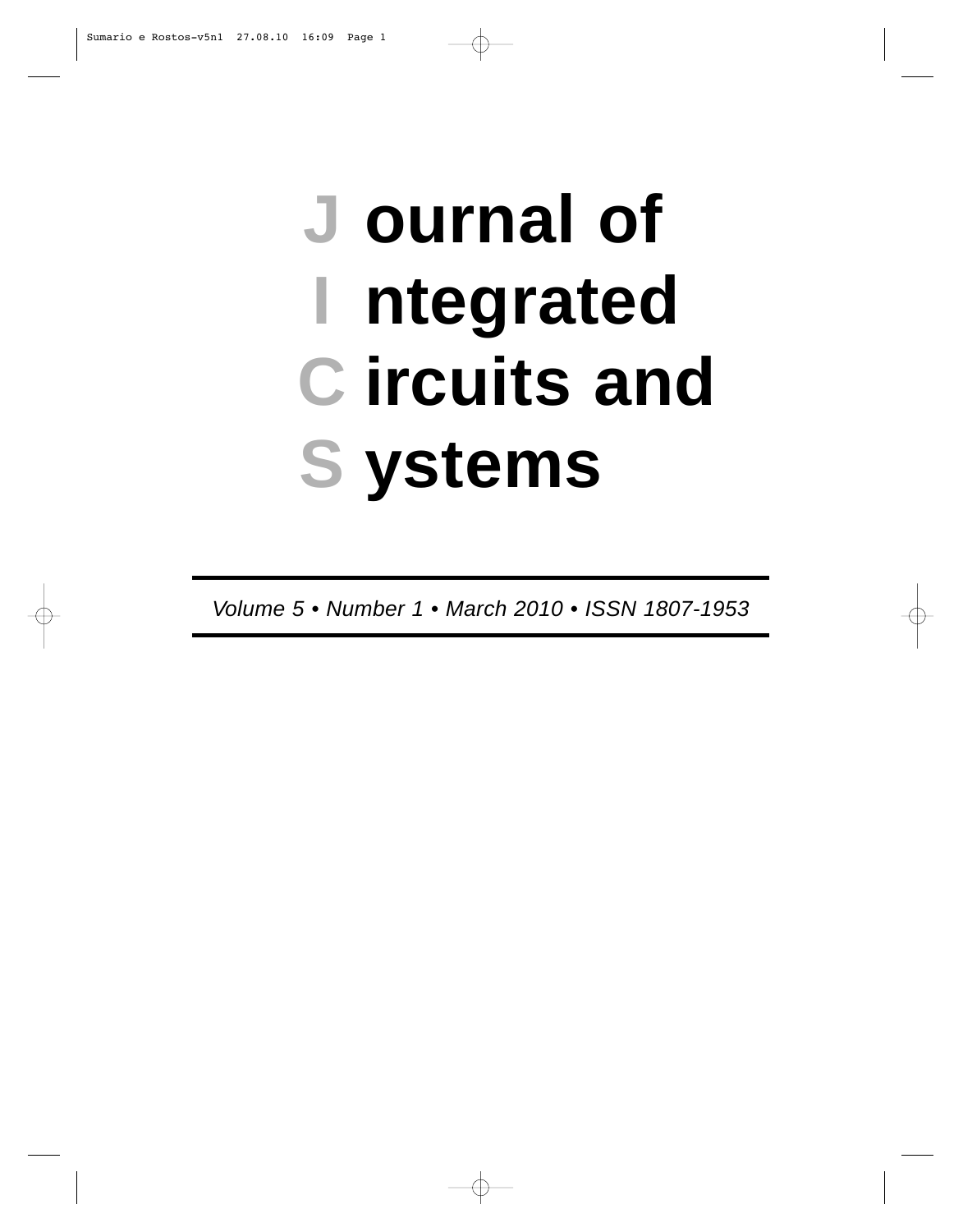# Journal of Integrated Circuits and Systems

*Volume 5 • Number 1 • March 2010 • ISSN 1807-1953*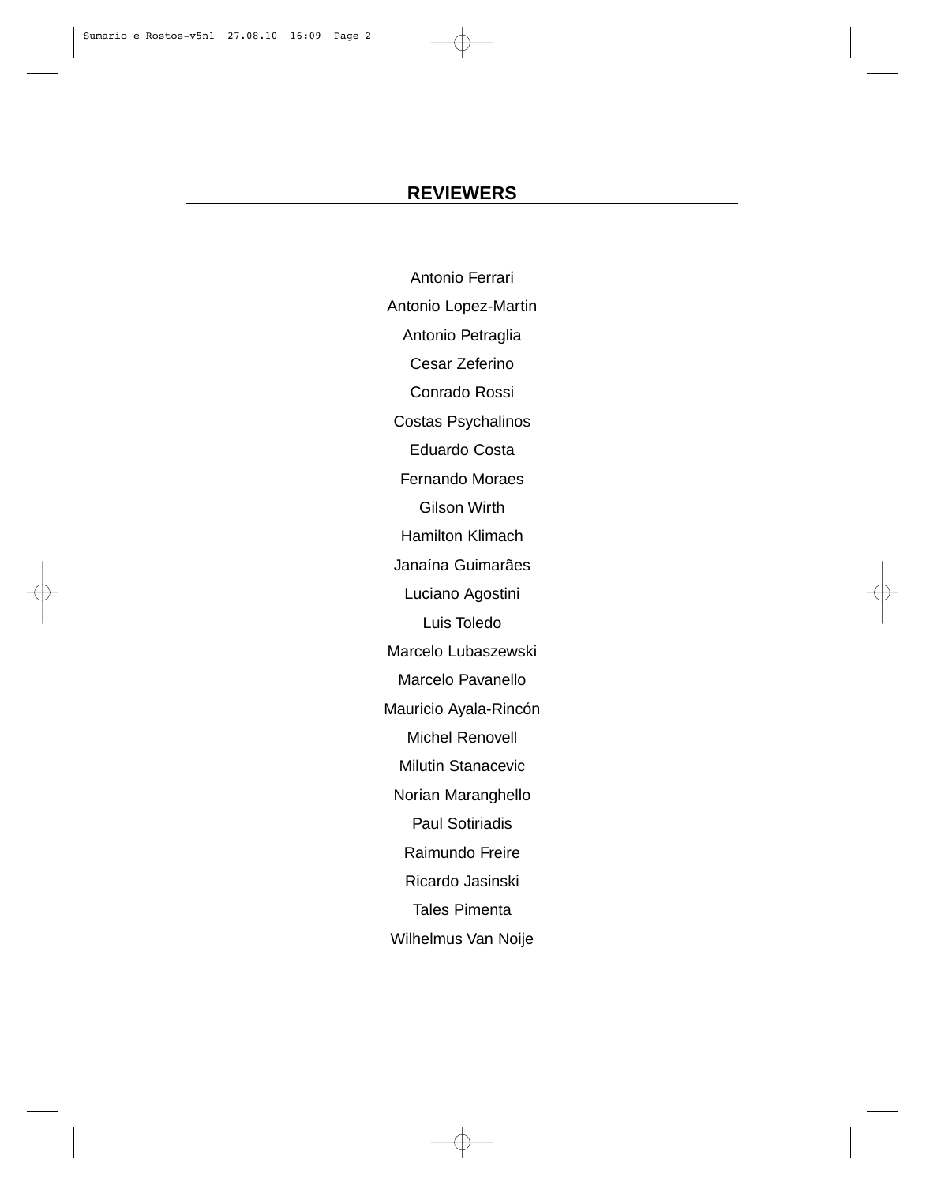## REVIEWERS

Antonio Ferrari

Antonio Lopez-Martin

Antonio Petraglia

Cesar Zeferino

Conrado Rossi

Costas Psychalinos

Eduardo Costa

Fernando Moraes

Gilson Wirth

Hamilton Klimach

Janaína Guimarães

Luciano Agostini

Luis Toledo

Marcelo Lubaszewski

Marcelo Pavanello

Mauricio Ayala-Rincón

Michel Renovell

Milutin Stanacevic

Norian Maranghello

Paul Sotiriadis

Raimundo Freire

Ricardo Jasinski

Tales Pimenta

Wilhelmus Van Noije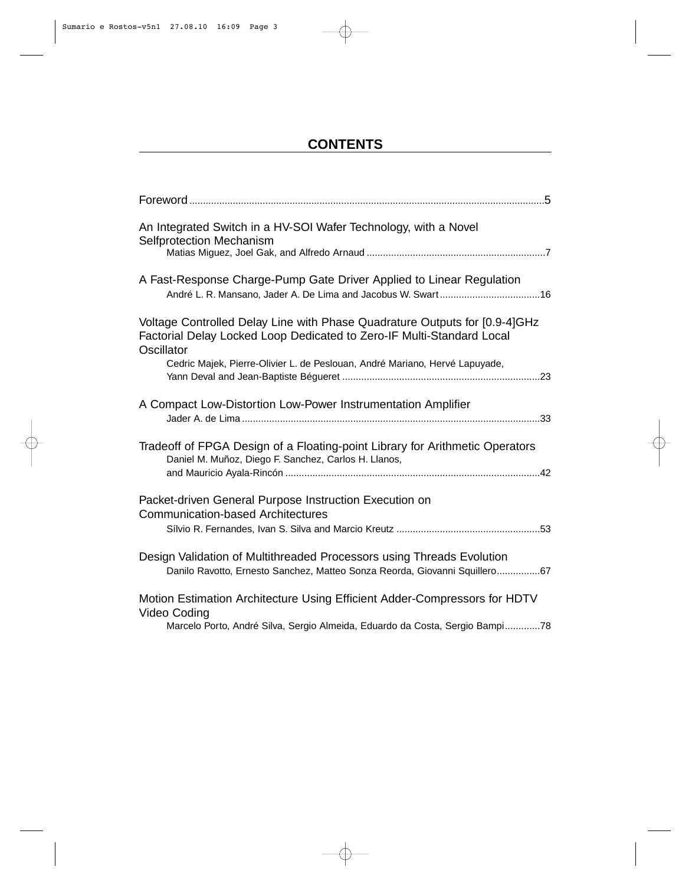# CONTENTS

Foreword ....5

An Integrated Switch in a HV-SOI Wafer Technology, with a Novel Selfprotection Mechanism
Matias Miguez, Joel Gak, and Alfredo Arnaud ....7

A Fast-Response Charge-Pump Gate Driver Applied to Linear Regulation
André L. R. Mansano, Jader A. De Lima and Jacobus W. Swart ....16

Voltage Controlled Delay Line with Phase Quadrature Outputs for [0.9-4]GHz Factorial Delay Locked Loop Dedicated to Zero-IF Multi-Standard Local Oscillator
Cedric Majek, Pierre-Olivier L. de Peslouan, André Mariano, Hervé Lapuyade, Yann Deval and Jean-Baptiste Bégueret ....23

A Compact Low-Distortion Low-Power Instrumentation Amplifier
Jader A. de Lima ....33

Tradeoff of FPGA Design of a Floating-point Library for Arithmetic Operators
Daniel M. Muñoz, Diego F. Sanchez, Carlos H. Llanos, and Mauricio Ayala-Rincón ....42

Packet-driven General Purpose Instruction Execution on Communication-based Architectures
Sílvio R. Fernandes, Ivan S. Silva and Marcio Kreutz ....53

Design Validation of Multithreaded Processors using Threads Evolution
Danilo Ravotto, Ernesto Sanchez, Matteo Sonza Reorda, Giovanni Squillero ....67

Motion Estimation Architecture Using Efficient Adder-Compressors for HDTV Video Coding
Marcelo Porto, André Silva, Sergio Almeida, Eduardo da Costa, Sergio Bampi ....78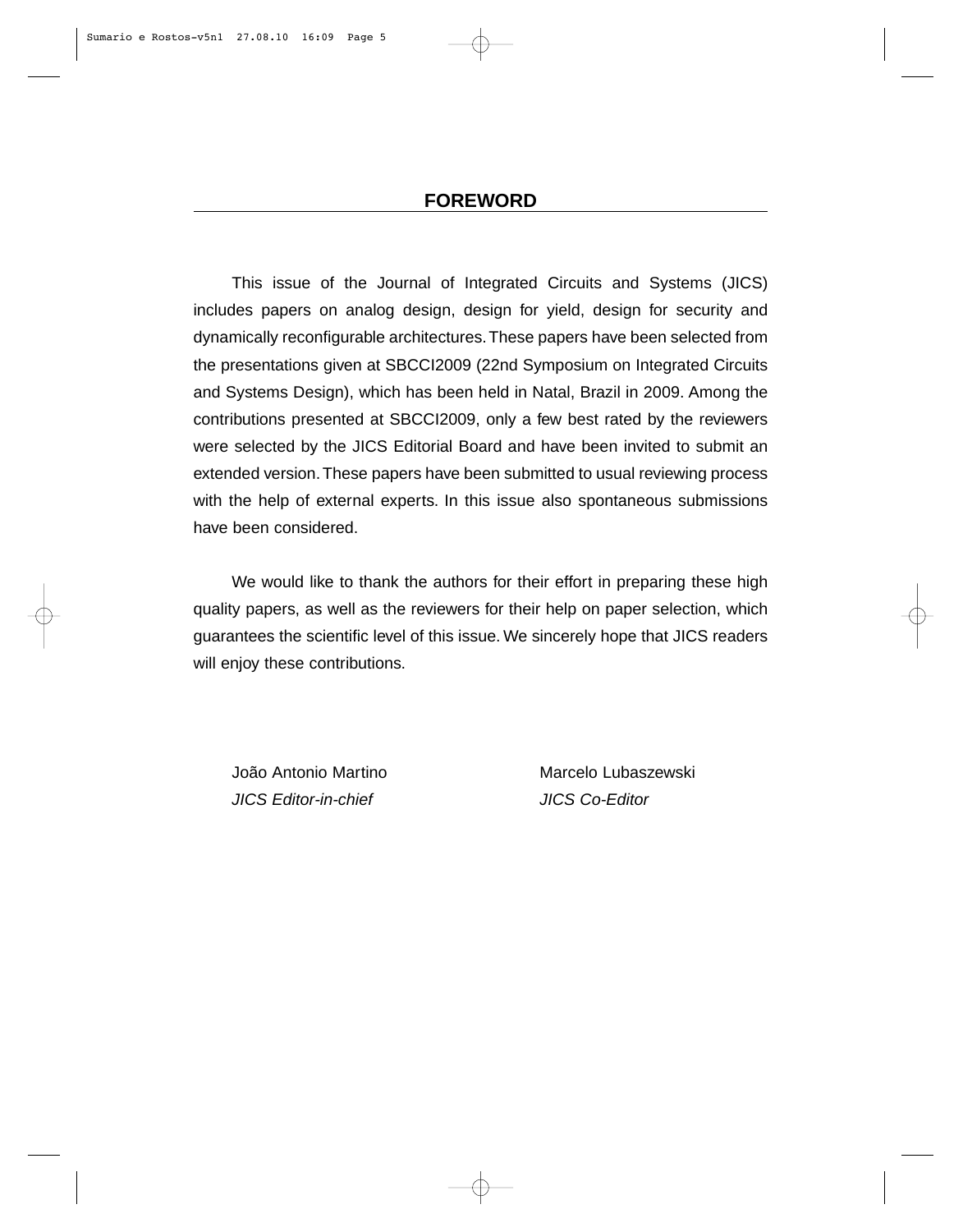# FOREWORD

This issue of the Journal of Integrated Circuits and Systems (JICS) includes papers on analog design, design for yield, design for security and dynamically reconfigurable architectures. These papers have been selected from the presentations given at SBCCI2009 (22nd Symposium on Integrated Circuits and Systems Design), which has been held in Natal, Brazil in 2009. Among the contributions presented at SBCCI2009, only a few best rated by the reviewers were selected by the JICS Editorial Board and have been invited to submit an extended version. These papers have been submitted to usual reviewing process with the help of external experts. In this issue also spontaneous submissions have been considered.

We would like to thank the authors for their effort in preparing these high quality papers, as well as the reviewers for their help on paper selection, which guarantees the scientific level of this issue. We sincerely hope that JICS readers will enjoy these contributions.

João Antonio Martino
*JICS Editor-in-chief*

Marcelo Lubaszewski
*JICS Co-Editor*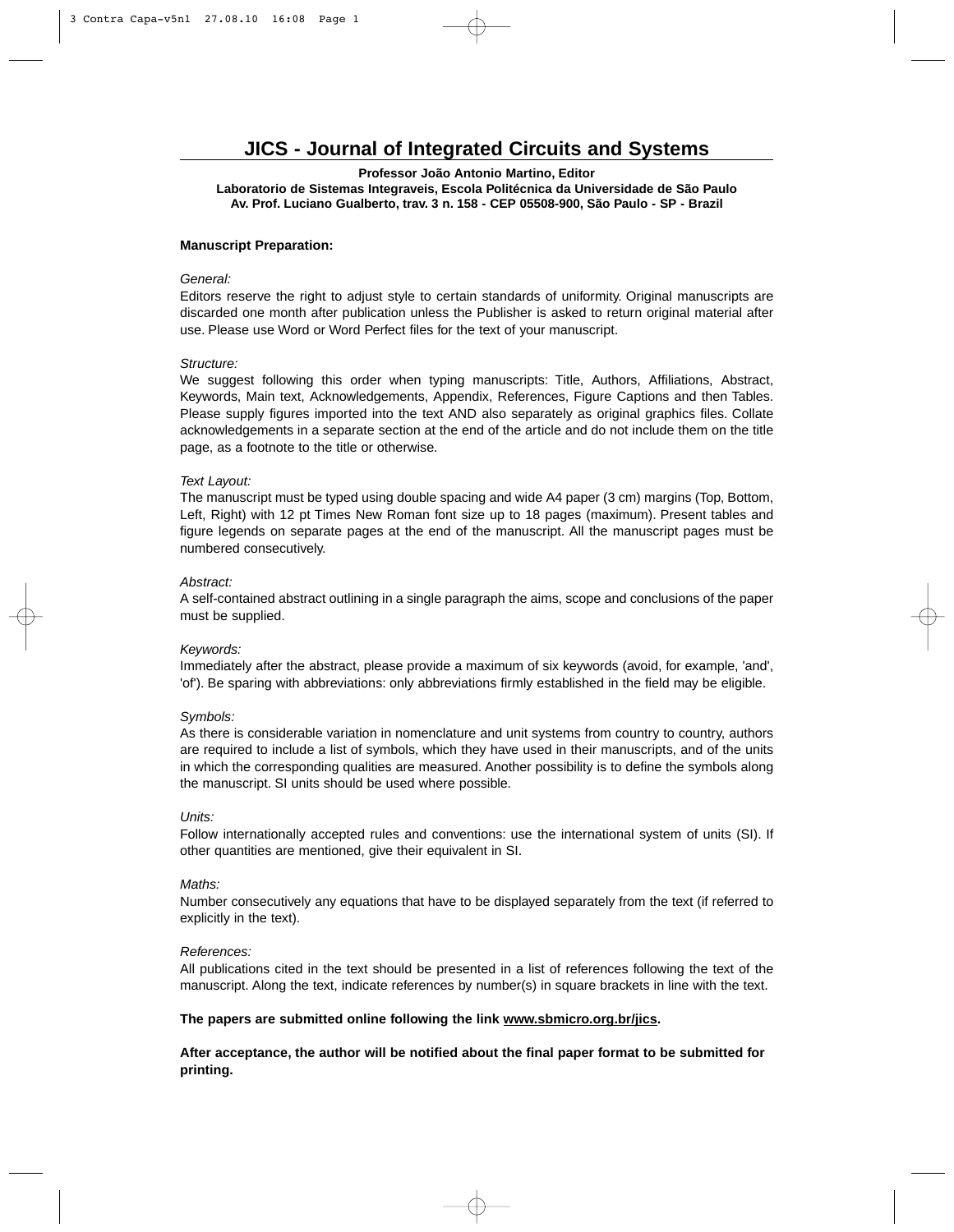# JICS - Journal of Integrated Circuits and Systems

**Professor João Antonio Martino, Editor**
**Laboratorio de Sistemas Integraveis, Escola Politécnica da Universidade de São Paulo**
**Av. Prof. Luciano Gualberto, trav. 3 n. 158 - CEP 05508-900, São Paulo - SP - Brazil**

**Manuscript Preparation:**

*General:*
Editors reserve the right to adjust style to certain standards of uniformity. Original manuscripts are discarded one month after publication unless the Publisher is asked to return original material after use. Please use Word or Word Perfect files for the text of your manuscript.

*Structure:*
We suggest following this order when typing manuscripts: Title, Authors, Affiliations, Abstract, Keywords, Main text, Acknowledgements, Appendix, References, Figure Captions and then Tables. Please supply figures imported into the text AND also separately as original graphics files. Collate acknowledgements in a separate section at the end of the article and do not include them on the title page, as a footnote to the title or otherwise.

*Text Layout:*
The manuscript must be typed using double spacing and wide A4 paper (3 cm) margins (Top, Bottom, Left, Right) with 12 pt Times New Roman font size up to 18 pages (maximum). Present tables and figure legends on separate pages at the end of the manuscript. All the manuscript pages must be numbered consecutively.

*Abstract:*
A self-contained abstract outlining in a single paragraph the aims, scope and conclusions of the paper must be supplied.

*Keywords:*
Immediately after the abstract, please provide a maximum of six keywords (avoid, for example, 'and', 'of'). Be sparing with abbreviations: only abbreviations firmly established in the field may be eligible.

*Symbols:*
As there is considerable variation in nomenclature and unit systems from country to country, authors are required to include a list of symbols, which they have used in their manuscripts, and of the units in which the corresponding qualities are measured. Another possibility is to define the symbols along the manuscript. SI units should be used where possible.

*Units:*
Follow internationally accepted rules and conventions: use the international system of units (SI). If other quantities are mentioned, give their equivalent in SI.

*Maths:*
Number consecutively any equations that have to be displayed separately from the text (if referred to explicitly in the text).

*References:*
All publications cited in the text should be presented in a list of references following the text of the manuscript. Along the text, indicate references by number(s) in square brackets in line with the text.

**The papers are submitted online following the link www.sbmicro.org.br/jics.**

**After acceptance, the author will be notified about the final paper format to be submitted for printing.**